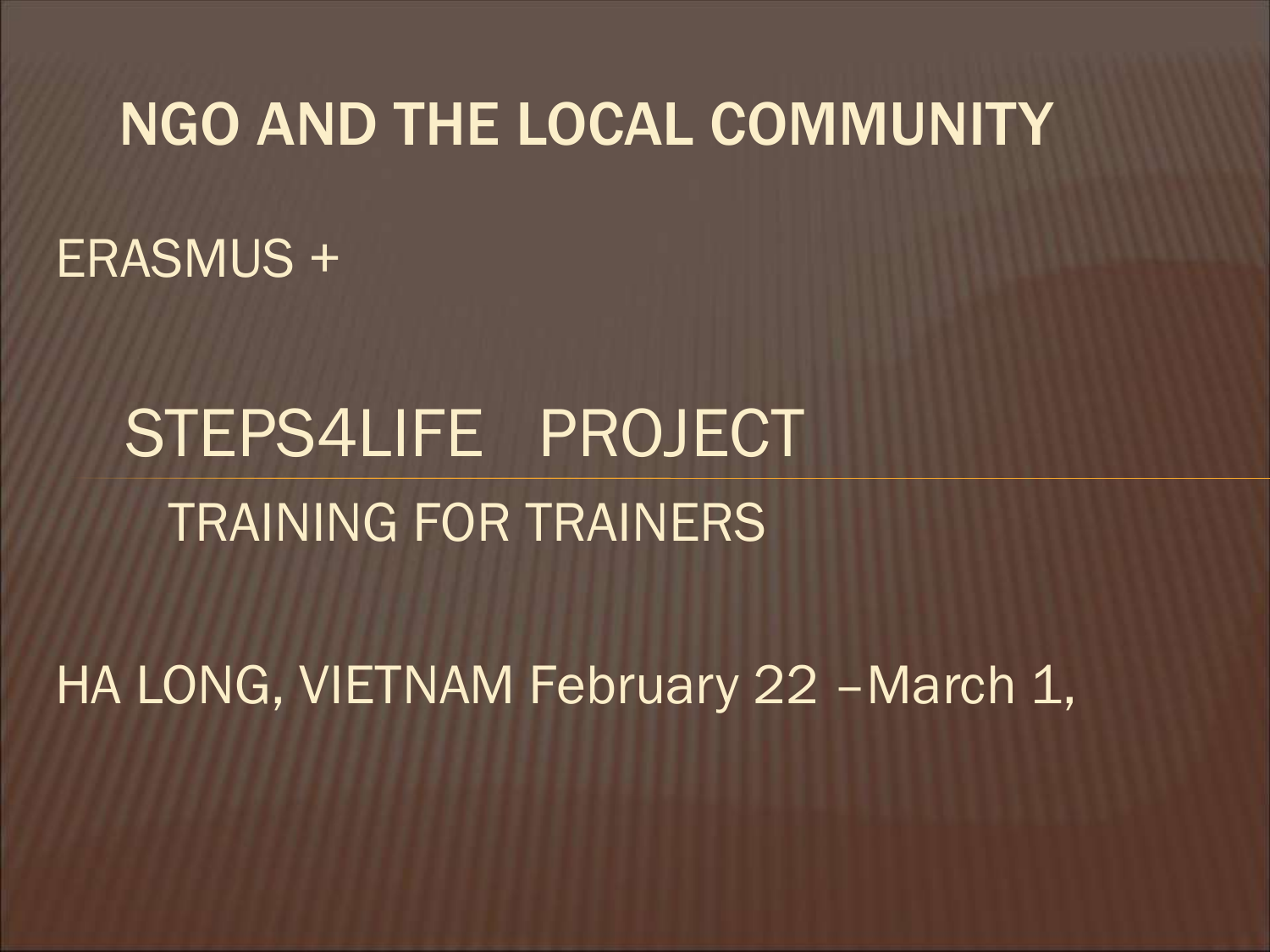# NGO AND THE LOCAL COMMUNITY

ERASMUS +

## STEPS4LIFE PROJECT

### TRAINING FOR TRAINERS

HA LONG, VIETNAM February 22 –March 1,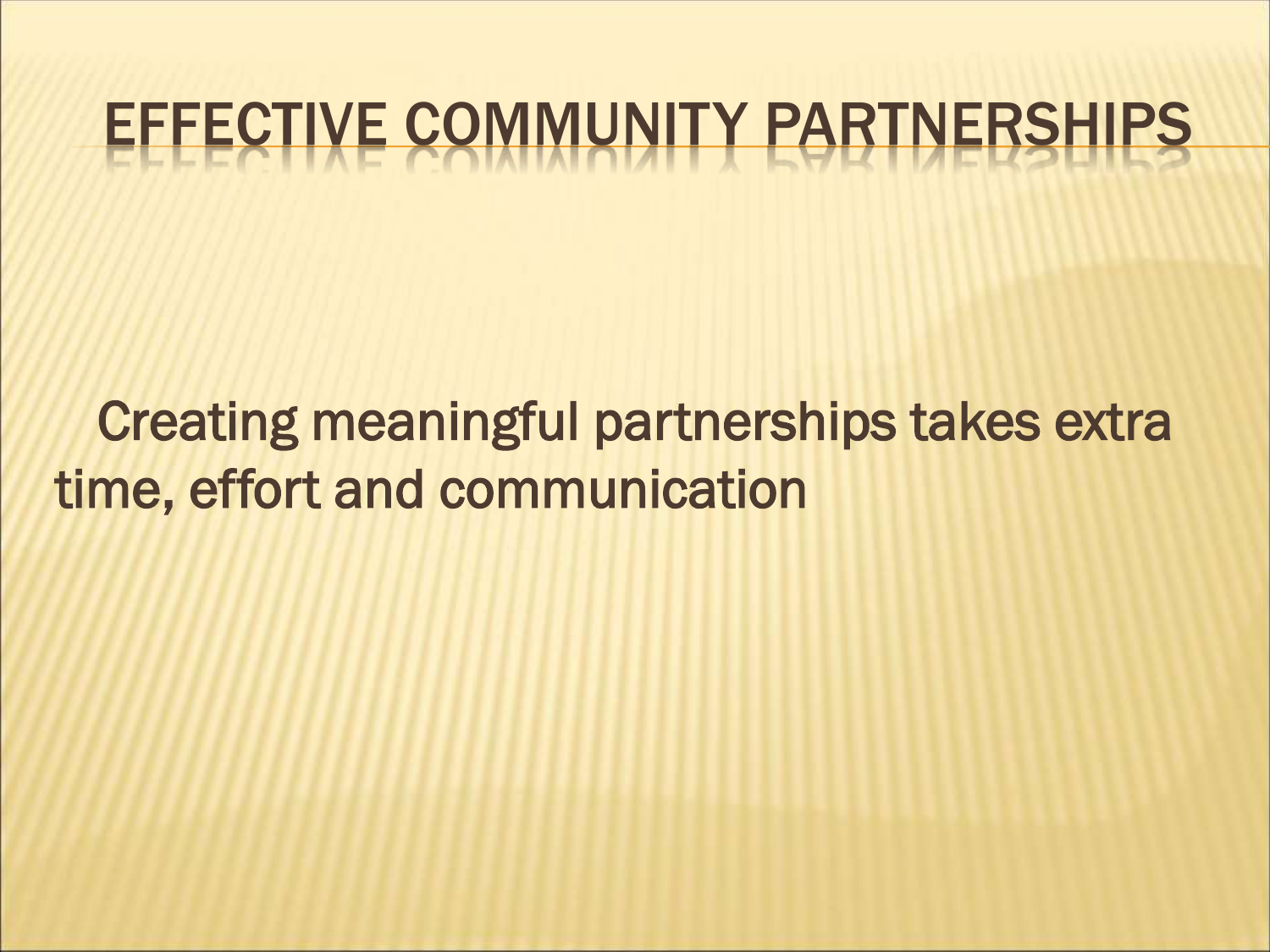# EFFECTIVE COMMUNITY PARTNERSHIPS

Creating meaningful partnerships takes extra time, effort and communication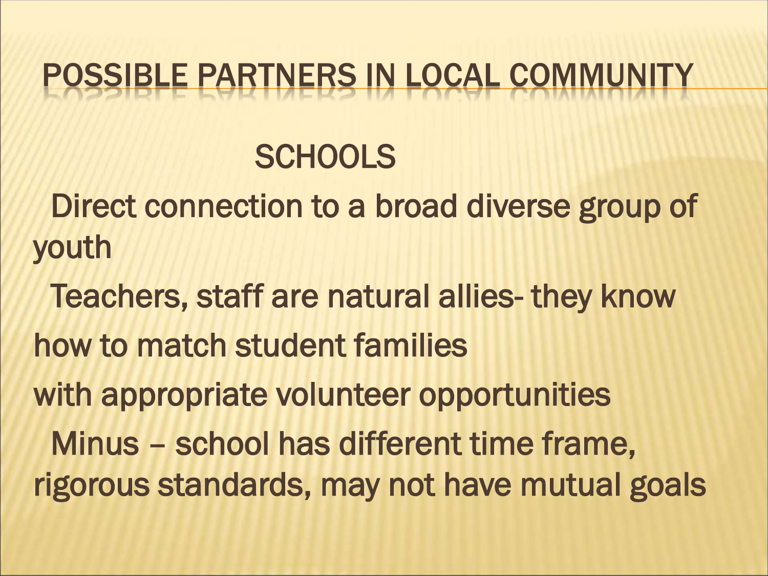# POSSIBLE PARTNERS IN LOCAL COMMUNITY

## SCHOOLS

Direct connection to a broad diverse group of youth

Teachers, staff are natural allies- they know how to match student families with appropriate volunteer opportunities

Minus – school has different time frame, rigorous standards, may not have mutual goals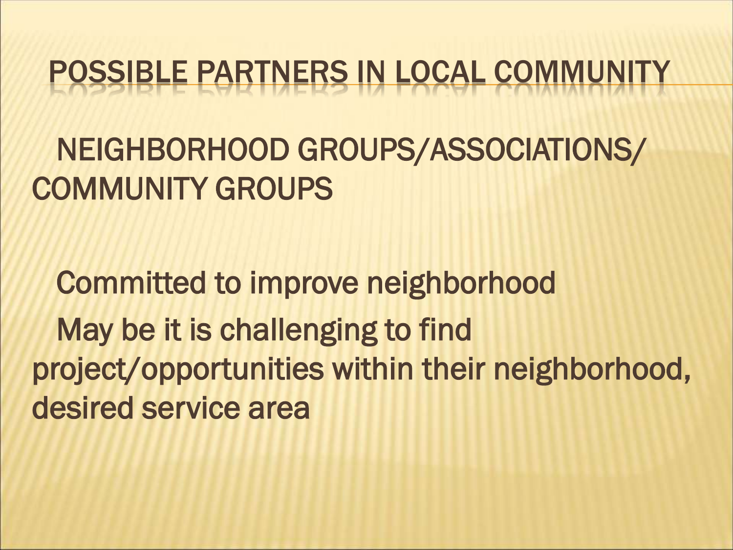# POSSIBLE PARTNERS IN LOCAL COMMUNITY

NEIGHBORHOOD GROUPS/ASSOCIATIONS/ COMMUNITY GROUPS

Committed to improve neighborhood

May be it is challenging to find project/opportunities within their neighborhood, desired service area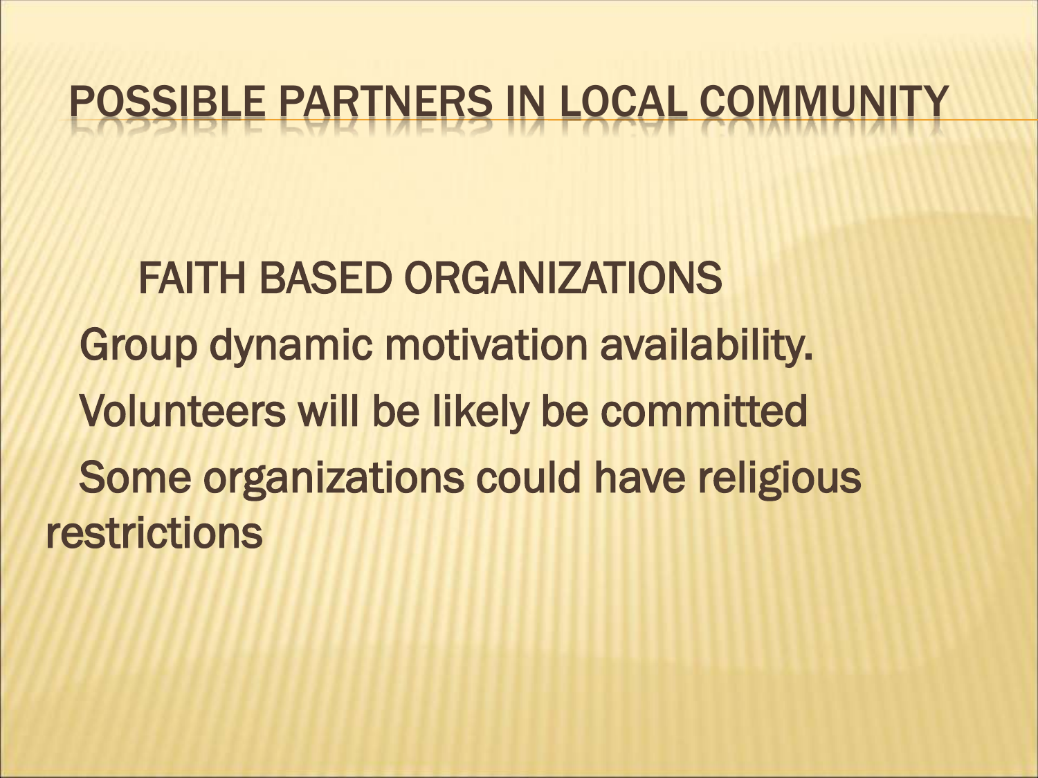# POSSIBLE PARTNERS IN LOCAL COMMUNITY

FAITH BASED ORGANIZATIONS

Group dynamic motivation availability.

Volunteers will be likely be committed

Some organizations could have religious restrictions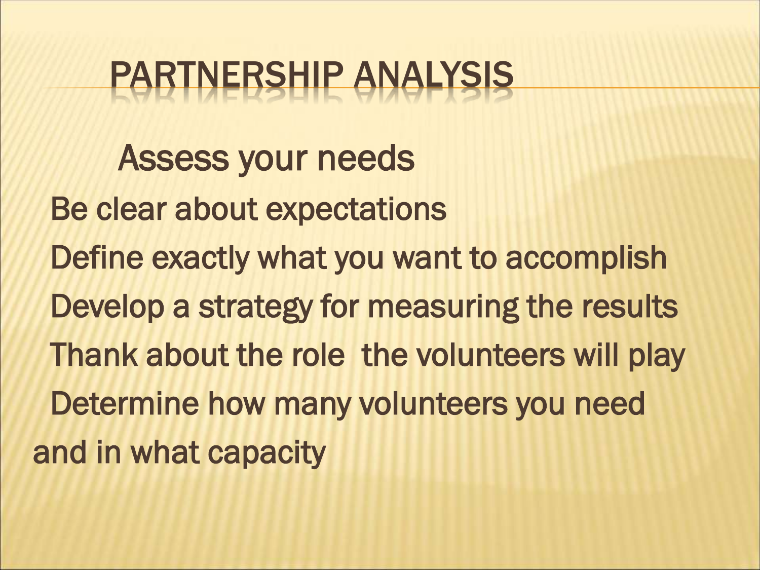# PARTNERSHIP ANALYSIS

Assess your needs

Be clear about expectations

Define exactly what you want to accomplish

Develop a strategy for measuring the results

Thank about the role the volunteers will play

Determine how many volunteers you need and in what capacity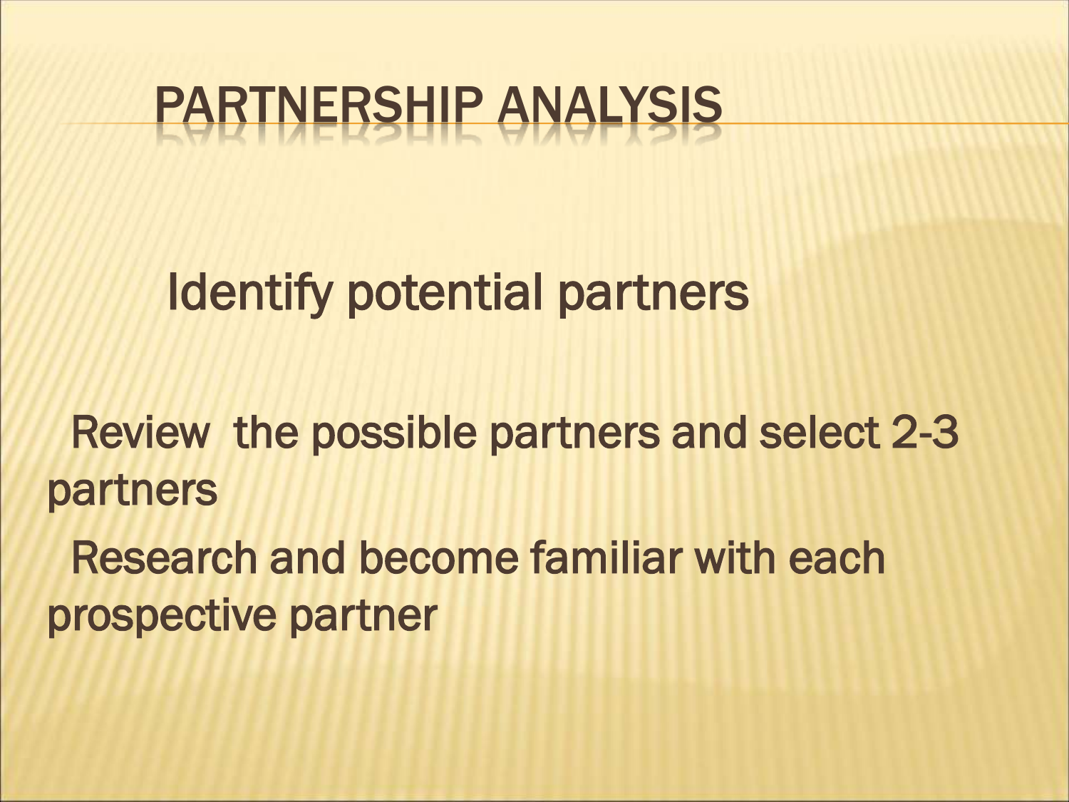# PARTNERSHIP ANALYSIS

Identify potential partners

Review the possible partners and select 2-3 partners

Research and become familiar with each prospective partner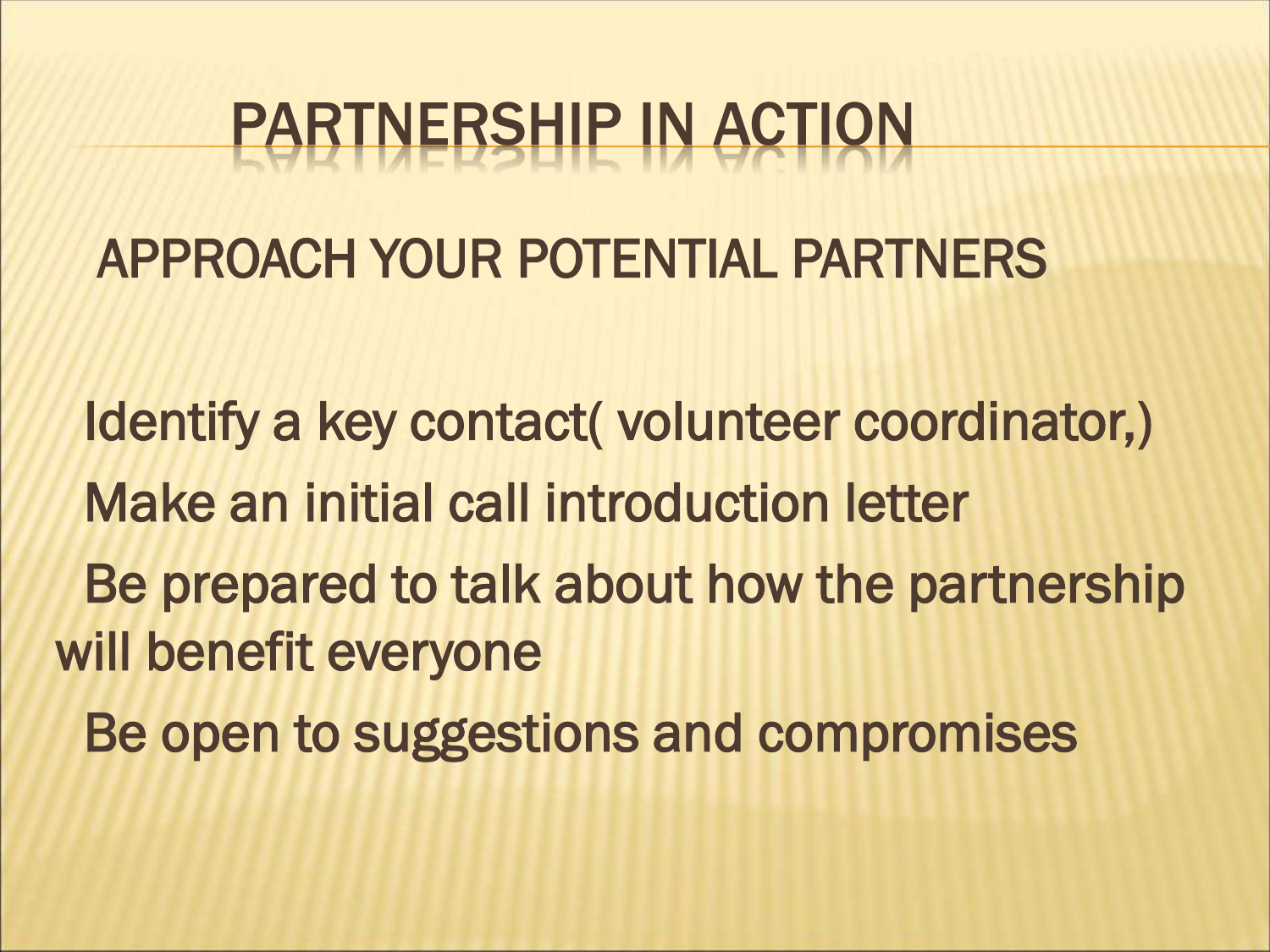# PARTNERSHIP IN ACTION

## APPROACH YOUR POTENTIAL PARTNERS

Identify a key contact( volunteer coordinator,)

Make an initial call introduction letter

Be prepared to talk about how the partnership will benefit everyone

Be open to suggestions and compromises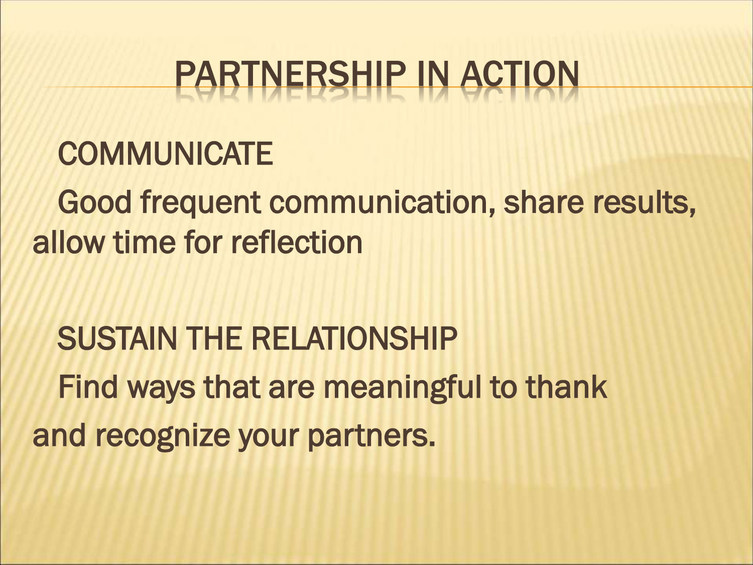# PARTNERSHIP IN ACTION

COMMUNICATE

Good frequent communication, share results, allow time for reflection

SUSTAIN THE RELATIONSHIP

Find ways that are meaningful to thank and recognize your partners.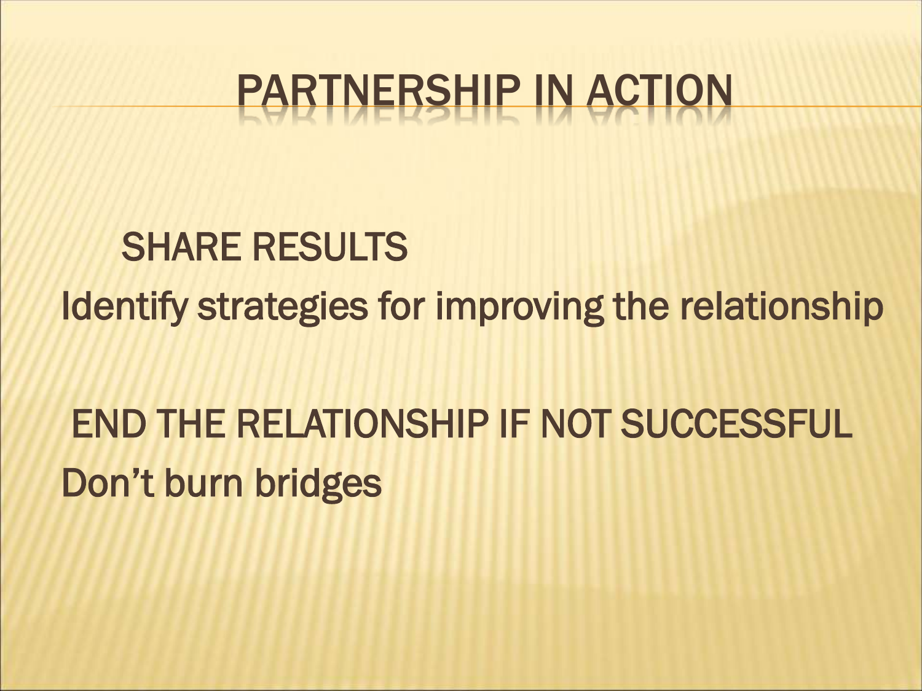# PARTNERSHIP IN ACTION

SHARE RESULTS

Identify strategies for improving the relationship

END THE RELATIONSHIP IF NOT SUCCESSFUL

Don’t burn bridges